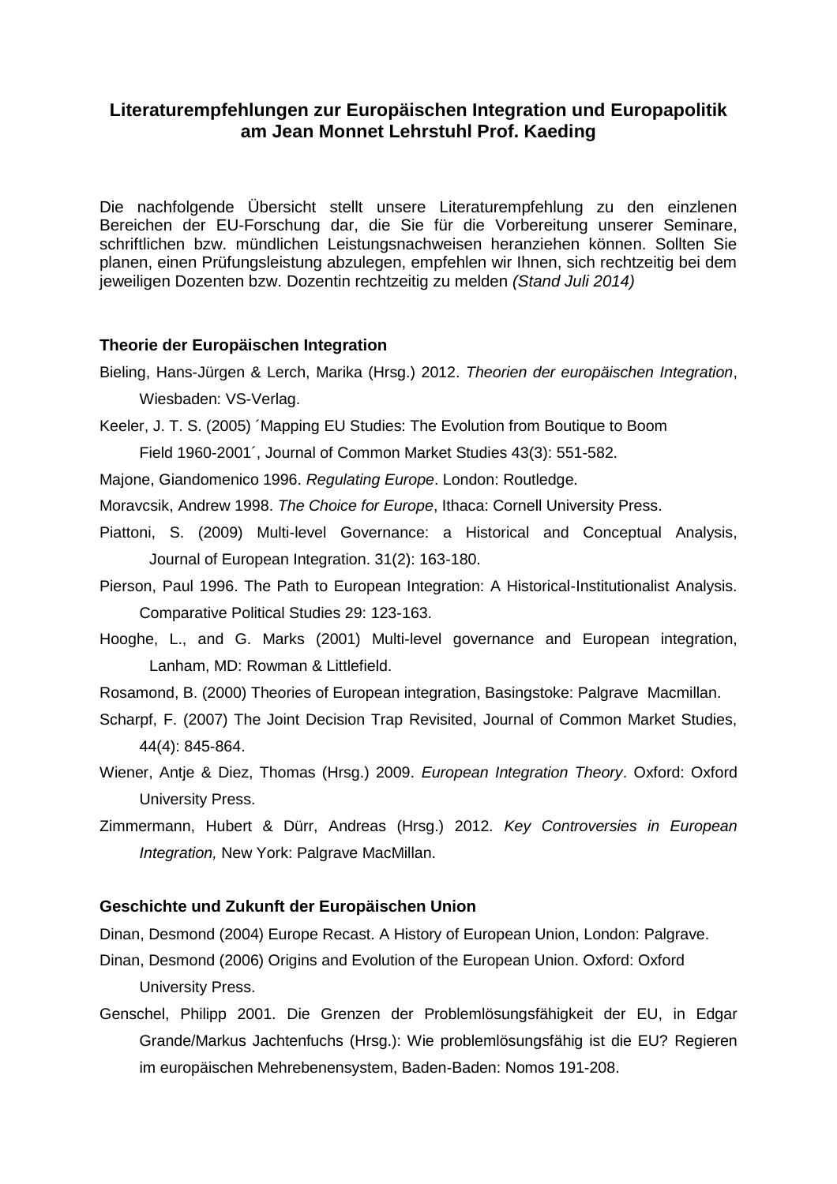# Literaturempfehlungen zur Europäischen Integration und Europapolitik am Jean Monnet Lehrstuhl Prof. Kaeding

Die nachfolgende Übersicht stellt unsere Literaturempfehlung zu den einzlenen Bereichen der EU-Forschung dar, die Sie für die Vorbereitung unserer Seminare, schriftlichen bzw. mündlichen Leistungsnachweisen heranziehen können. Sollten Sie planen, einen Prüfungsleistung abzulegen, empfehlen wir Ihnen, sich rechtzeitig bei dem jeweiligen Dozenten bzw. Dozentin rechtzeitig zu melden *(Stand Juli 2014)*

## Theorie der Europäischen Integration

Bieling, Hans-Jürgen & Lerch, Marika (Hrsg.) 2012. *Theorien der europäischen Integration*, Wiesbaden: VS-Verlag.

Keeler, J. T. S. (2005) ´Mapping EU Studies: The Evolution from Boutique to Boom Field 1960-2001´, Journal of Common Market Studies 43(3): 551-582.

Majone, Giandomenico 1996. *Regulating Europe*. London: Routledge.

Moravcsik, Andrew 1998. *The Choice for Europe*, Ithaca: Cornell University Press.

Piattoni, S. (2009) Multi-level Governance: a Historical and Conceptual Analysis, Journal of European Integration. 31(2): 163-180.

Pierson, Paul 1996. The Path to European Integration: A Historical-Institutionalist Analysis. Comparative Political Studies 29: 123-163.

Hooghe, L., and G. Marks (2001) Multi-level governance and European integration, Lanham, MD: Rowman & Littlefield.

Rosamond, B. (2000) Theories of European integration, Basingstoke: Palgrave Macmillan.

Scharpf, F. (2007) The Joint Decision Trap Revisited, Journal of Common Market Studies, 44(4): 845-864.

Wiener, Antje & Diez, Thomas (Hrsg.) 2009. *European Integration Theory*. Oxford: Oxford University Press.

Zimmermann, Hubert & Dürr, Andreas (Hrsg.) 2012. *Key Controversies in European Integration,* New York: Palgrave MacMillan.

## Geschichte und Zukunft der Europäischen Union

Dinan, Desmond (2004) Europe Recast. A History of European Union, London: Palgrave.

Dinan, Desmond (2006) Origins and Evolution of the European Union. Oxford: Oxford University Press.

Genschel, Philipp 2001. Die Grenzen der Problemlösungsfähigkeit der EU, in Edgar Grande/Markus Jachtenfuchs (Hrsg.): Wie problemlösungsfähig ist die EU? Regieren im europäischen Mehrebenensystem, Baden-Baden: Nomos 191-208.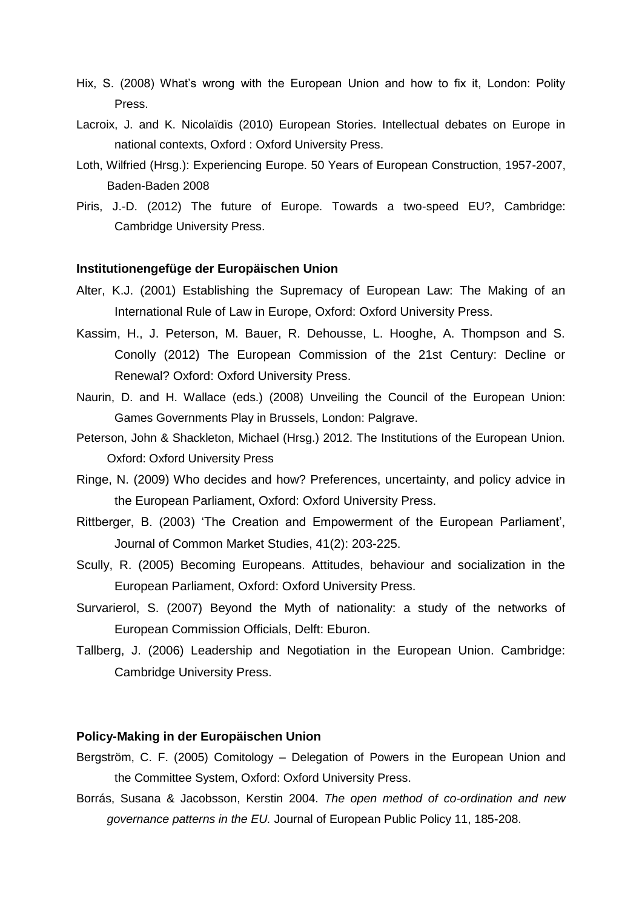Hix, S. (2008) What's wrong with the European Union and how to fix it, London: Polity Press.

Lacroix, J. and K. Nicolaïdis (2010) European Stories. Intellectual debates on Europe in national contexts, Oxford : Oxford University Press.

Loth, Wilfried (Hrsg.): Experiencing Europe. 50 Years of European Construction, 1957-2007, Baden-Baden 2008

Piris, J.-D. (2012) The future of Europe. Towards a two-speed EU?, Cambridge: Cambridge University Press.

**Institutionengefüge der Europäischen Union**

Alter, K.J. (2001) Establishing the Supremacy of European Law: The Making of an International Rule of Law in Europe, Oxford: Oxford University Press.

Kassim, H., J. Peterson, M. Bauer, R. Dehousse, L. Hooghe, A. Thompson and S. Conolly (2012) The European Commission of the 21st Century: Decline or Renewal? Oxford: Oxford University Press.

Naurin, D. and H. Wallace (eds.) (2008) Unveiling the Council of the European Union: Games Governments Play in Brussels, London: Palgrave.

Peterson, John & Shackleton, Michael (Hrsg.) 2012. The Institutions of the European Union. Oxford: Oxford University Press

Ringe, N. (2009) Who decides and how? Preferences, uncertainty, and policy advice in the European Parliament, Oxford: Oxford University Press.

Rittberger, B. (2003) 'The Creation and Empowerment of the European Parliament', Journal of Common Market Studies, 41(2): 203-225.

Scully, R. (2005) Becoming Europeans. Attitudes, behaviour and socialization in the European Parliament, Oxford: Oxford University Press.

Survarierol, S. (2007) Beyond the Myth of nationality: a study of the networks of European Commission Officials, Delft: Eburon.

Tallberg, J. (2006) Leadership and Negotiation in the European Union. Cambridge: Cambridge University Press.

**Policy-Making in der Europäischen Union**

Bergström, C. F. (2005) Comitology – Delegation of Powers in the European Union and the Committee System, Oxford: Oxford University Press.

Borrás, Susana & Jacobsson, Kerstin 2004. *The open method of co-ordination and new governance patterns in the EU.* Journal of European Public Policy 11, 185-208.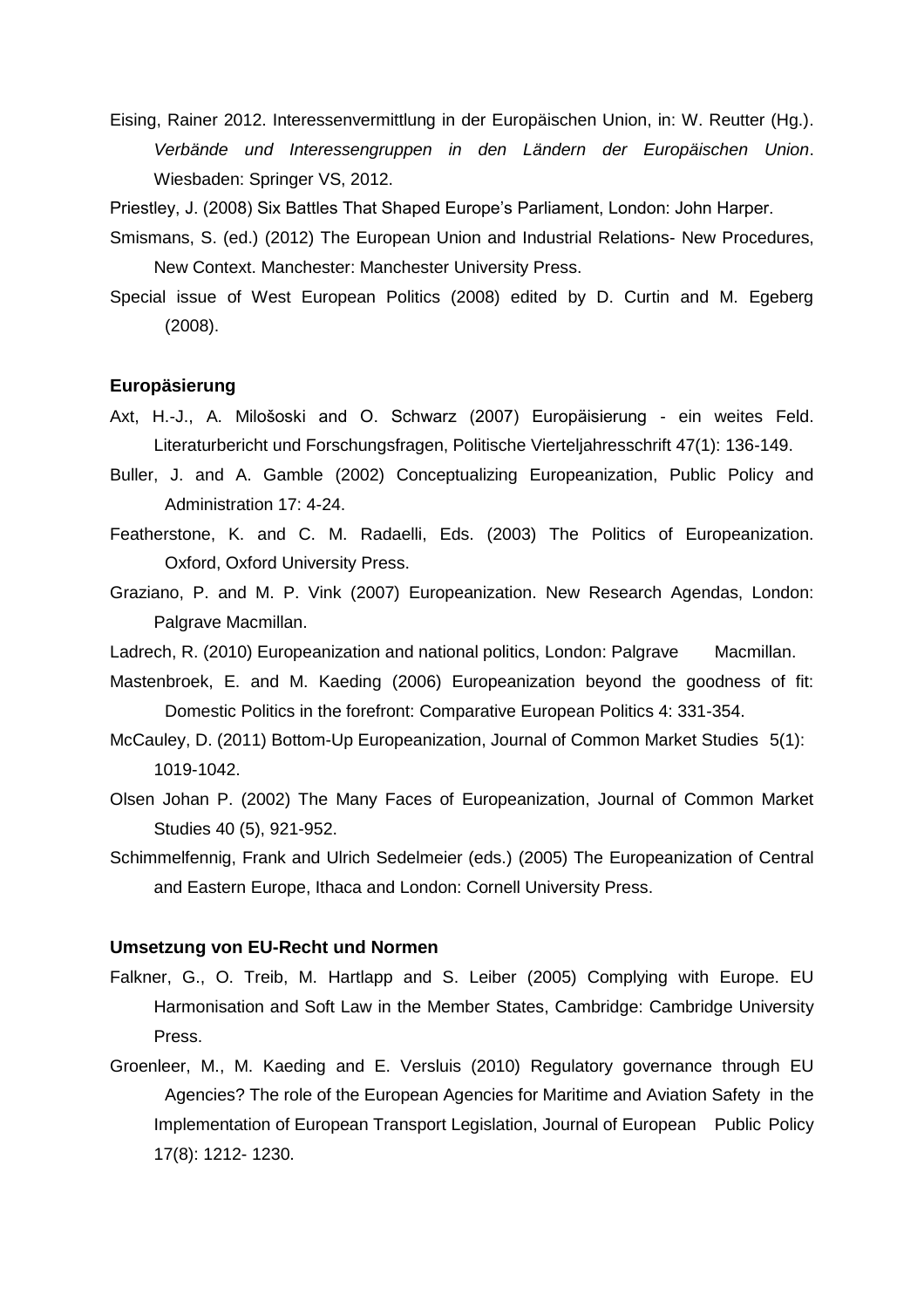Eising, Rainer 2012. Interessenvermittlung in der Europäischen Union, in: W. Reutter (Hg.). *Verbände und Interessengruppen in den Ländern der Europäischen Union*. Wiesbaden: Springer VS, 2012.

Priestley, J. (2008) Six Battles That Shaped Europe's Parliament, London: John Harper.

Smismans, S. (ed.) (2012) The European Union and Industrial Relations- New Procedures, New Context. Manchester: Manchester University Press.

Special issue of West European Politics (2008) edited by D. Curtin and M. Egeberg (2008).

**Europäsierung**

Axt, H.-J., A. Milošoski and O. Schwarz (2007) Europäisierung - ein weites Feld. Literaturbericht und Forschungsfragen, Politische Vierteljahresschrift 47(1): 136-149.

Buller, J. and A. Gamble (2002) Conceptualizing Europeanization, Public Policy and Administration 17: 4-24.

Featherstone, K. and C. M. Radaelli, Eds. (2003) The Politics of Europeanization. Oxford, Oxford University Press.

Graziano, P. and M. P. Vink (2007) Europeanization. New Research Agendas, London: Palgrave Macmillan.

Ladrech, R. (2010) Europeanization and national politics, London: Palgrave Macmillan.

Mastenbroek, E. and M. Kaeding (2006) Europeanization beyond the goodness of fit: Domestic Politics in the forefront: Comparative European Politics 4: 331-354.

McCauley, D. (2011) Bottom-Up Europeanization, Journal of Common Market Studies 5(1): 1019-1042.

Olsen Johan P. (2002) The Many Faces of Europeanization, Journal of Common Market Studies 40 (5), 921-952.

Schimmelfennig, Frank and Ulrich Sedelmeier (eds.) (2005) The Europeanization of Central and Eastern Europe, Ithaca and London: Cornell University Press.

**Umsetzung von EU-Recht und Normen**

Falkner, G., O. Treib, M. Hartlapp and S. Leiber (2005) Complying with Europe. EU Harmonisation and Soft Law in the Member States, Cambridge: Cambridge University Press.

Groenleer, M., M. Kaeding and E. Versluis (2010) Regulatory governance through EU Agencies? The role of the European Agencies for Maritime and Aviation Safety in the Implementation of European Transport Legislation, Journal of European Public Policy 17(8): 1212- 1230.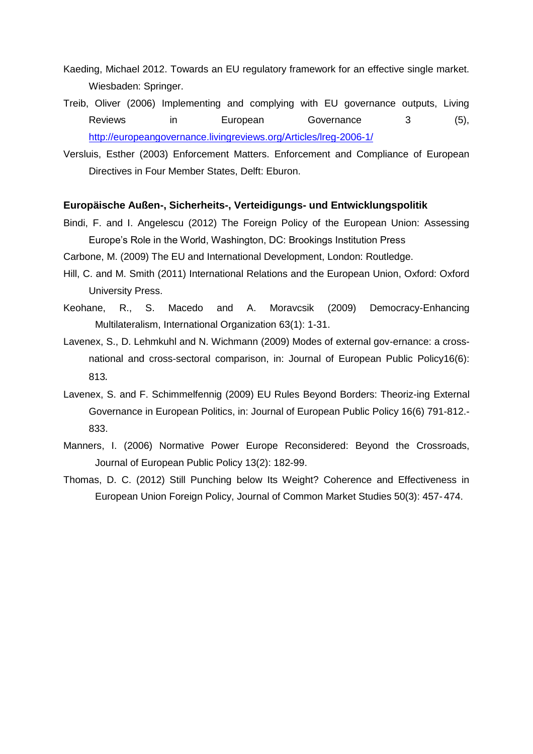Kaeding, Michael 2012. Towards an EU regulatory framework for an effective single market. Wiesbaden: Springer.

Treib, Oliver (2006) Implementing and complying with EU governance outputs, Living Reviews in European Governance 3 (5), http://europeangovernance.livingreviews.org/Articles/lreg-2006-1/

Versluis, Esther (2003) Enforcement Matters. Enforcement and Compliance of European Directives in Four Member States, Delft: Eburon.

**Europäische Außen-, Sicherheits-, Verteidigungs- und Entwicklungspolitik**

Bindi, F. and I. Angelescu (2012) The Foreign Policy of the European Union: Assessing Europe's Role in the World, Washington, DC: Brookings Institution Press

Carbone, M. (2009) The EU and International Development, London: Routledge.

Hill, C. and M. Smith (2011) International Relations and the European Union, Oxford: Oxford University Press.

Keohane, R., S. Macedo and A. Moravcsik (2009) Democracy-Enhancing Multilateralism, International Organization 63(1): 1-31.

Lavenex, S., D. Lehmkuhl and N. Wichmann (2009) Modes of external gov-ernance: a cross-national and cross-sectoral comparison, in: Journal of European Public Policy16(6): 813.

Lavenex, S. and F. Schimmelfennig (2009) EU Rules Beyond Borders: Theoriz-ing External Governance in European Politics, in: Journal of European Public Policy 16(6) 791-812.-833.

Manners, I. (2006) Normative Power Europe Reconsidered: Beyond the Crossroads, Journal of European Public Policy 13(2): 182-99.

Thomas, D. C. (2012) Still Punching below Its Weight? Coherence and Effectiveness in European Union Foreign Policy, Journal of Common Market Studies 50(3): 457- 474.